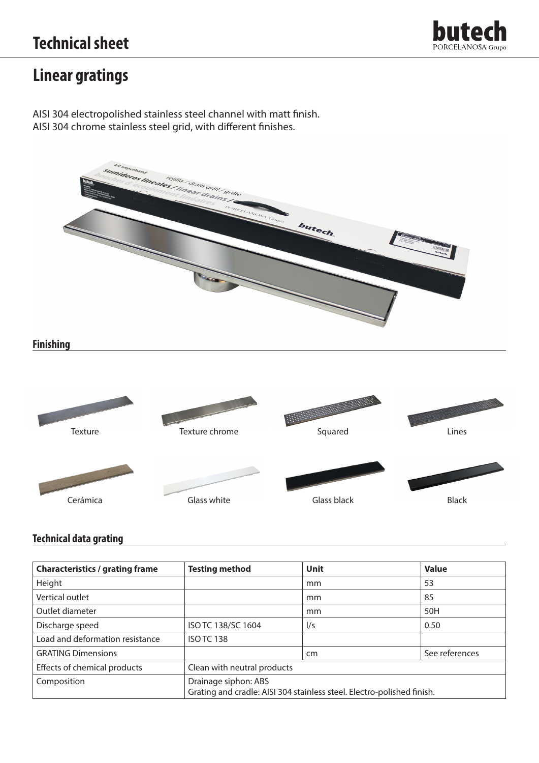# Technical sheet

## Linear gratings

AISI 304 electropolished stainless steel channel with matt finish.
AISI 304 chrome stainless steel grid, with different finishes.

### Finishing

Texture

Texture chrome

Squared

Lines

Cerámica

Glass white

Glass black

Black

### Technical data grating

| Characteristics / grating frame | Testing method | Unit | Value |
| --- | --- | --- | --- |
| Height | | mm | 53 |
| Vertical outlet | | mm | 85 |
| Outlet diameter | | mm | 50H |
| Discharge speed | ISO TC 138/SC 1604 | l/s | 0.50 |
| Load and deformation resistance | ISO TC 138 | | |
| GRATING Dimensions | | cm | See references |
| Effects of chemical products | Clean with neutral products | | |
| Composition | Drainage siphon: ABS<br>Grating and cradle: AISI 304 stainless steel. Electro-polished finish. | | |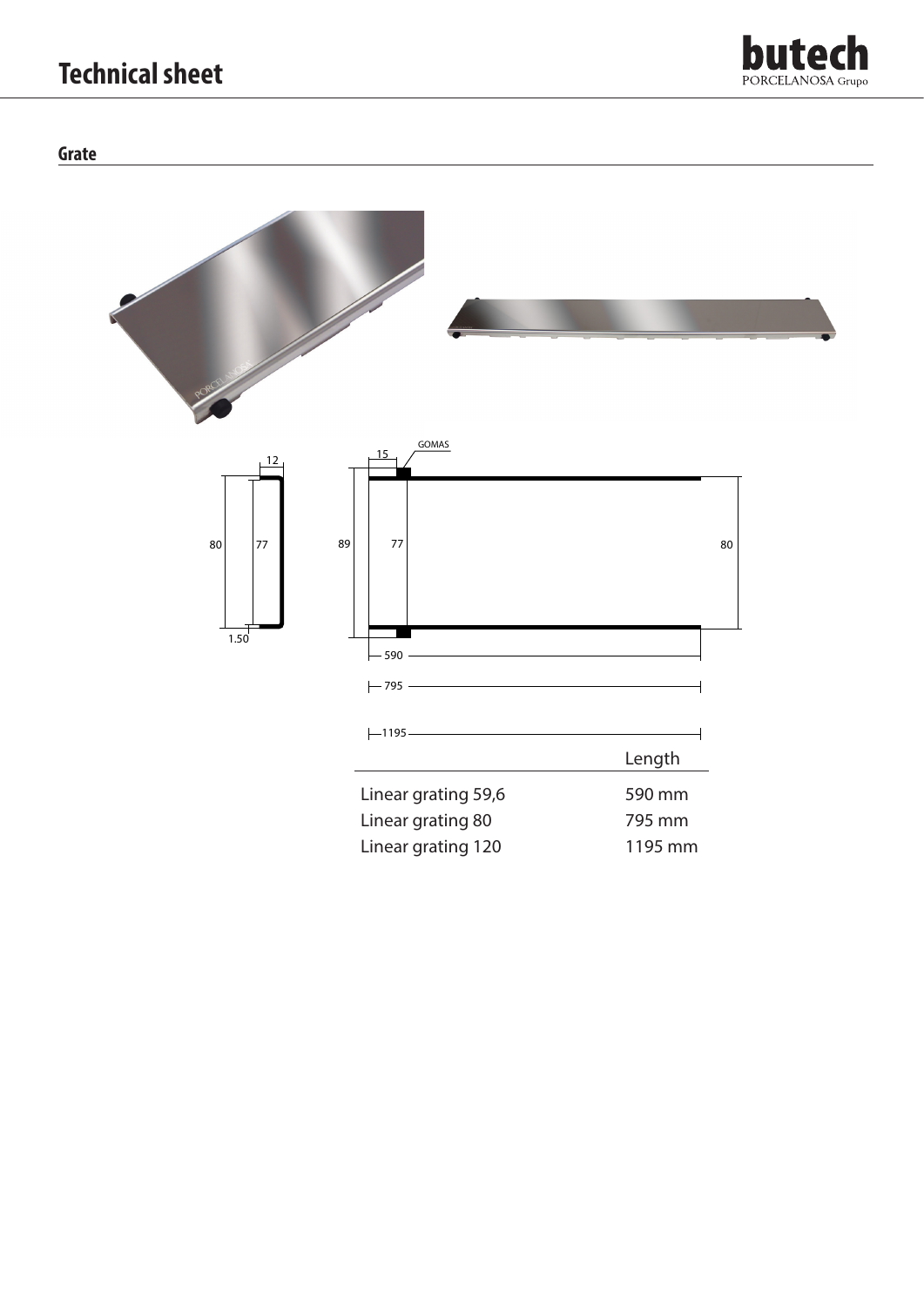# Technical sheet

## Grate

| | Length |
|---|---|
| Linear grating 59,6 | 590 mm |
| Linear grating 80 | 795 mm |
| Linear grating 120 | 1195 mm |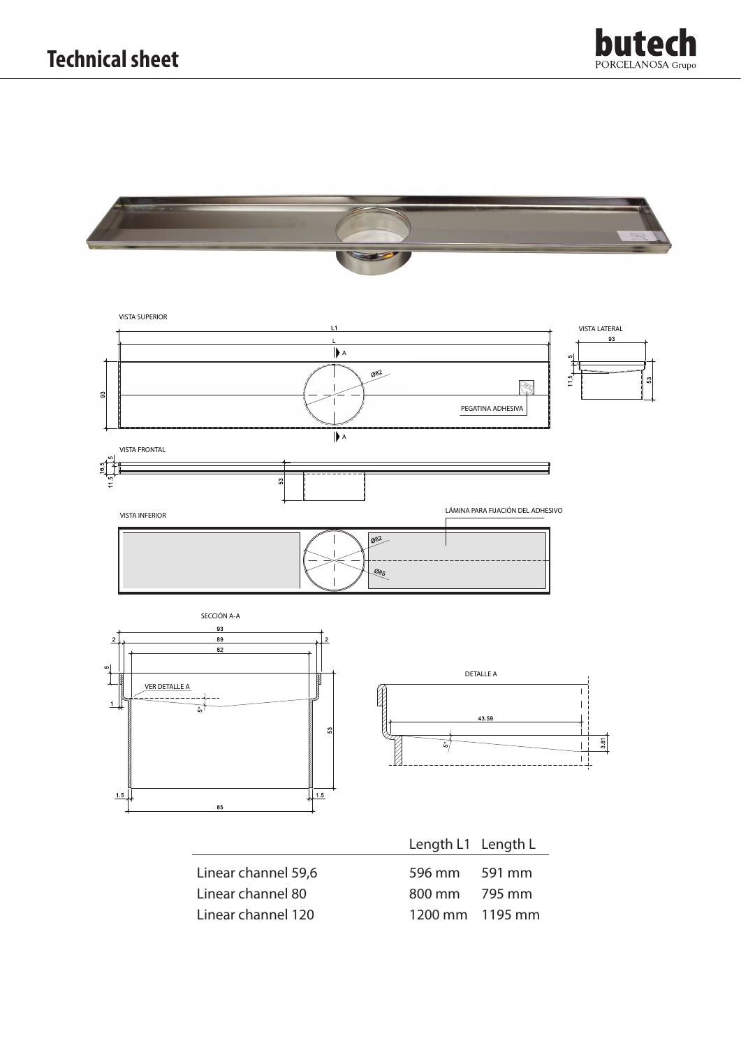# Technical sheet

VISTA SUPERIOR

VISTA LATERAL

PEGATINA ADHESIVA

VISTA FRONTAL

VISTA INFERIOR

LÁMINA PARA FIJACIÓN DEL ADHESIVO

SECCIÓN A-A

VER DETALLE A

DETALLE A

| | Length L1 | Length L |
|---|---|---|
| Linear channel 59,6 | 596 mm | 591 mm |
| Linear channel 80 | 800 mm | 795 mm |
| Linear channel 120 | 1200 mm | 1195 mm |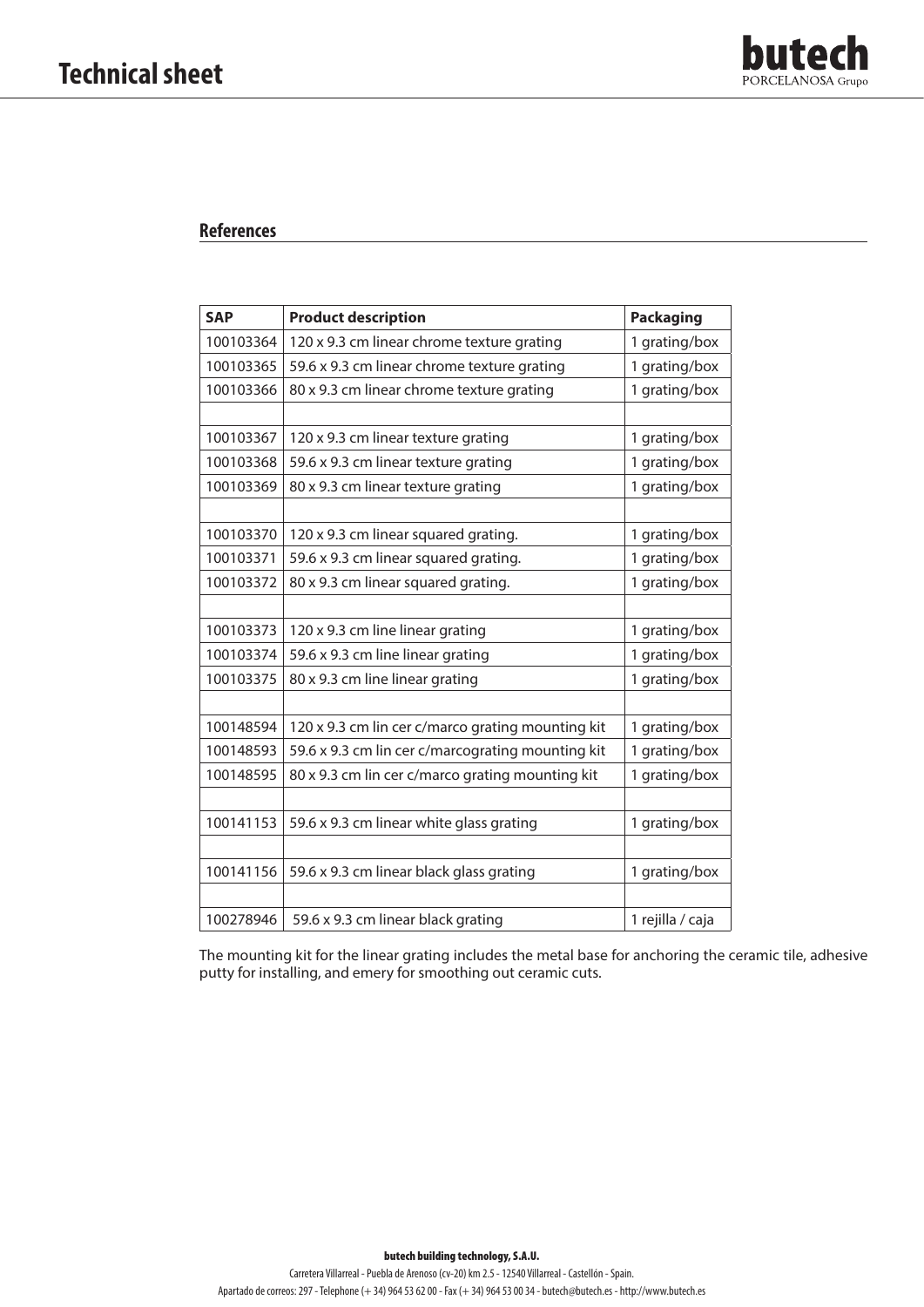# Technical sheet

## References

| SAP | Product description | Packaging |
|---|---|---|
| 100103364 | 120 x 9.3 cm linear chrome texture grating | 1 grating/box |
| 100103365 | 59.6 x 9.3 cm linear chrome texture grating | 1 grating/box |
| 100103366 | 80 x 9.3 cm linear chrome texture grating | 1 grating/box |
| | | |
| 100103367 | 120 x 9.3 cm linear texture grating | 1 grating/box |
| 100103368 | 59.6 x 9.3 cm linear texture grating | 1 grating/box |
| 100103369 | 80 x 9.3 cm linear texture grating | 1 grating/box |
| | | |
| 100103370 | 120 x 9.3 cm linear squared grating. | 1 grating/box |
| 100103371 | 59.6 x 9.3 cm linear squared grating. | 1 grating/box |
| 100103372 | 80 x 9.3 cm linear squared grating. | 1 grating/box |
| | | |
| 100103373 | 120 x 9.3 cm line linear grating | 1 grating/box |
| 100103374 | 59.6 x 9.3 cm line linear grating | 1 grating/box |
| 100103375 | 80 x 9.3 cm line linear grating | 1 grating/box |
| | | |
| 100148594 | 120 x 9.3 cm lin cer c/marco grating mounting kit | 1 grating/box |
| 100148593 | 59.6 x 9.3 cm lin cer c/marcograting mounting kit | 1 grating/box |
| 100148595 | 80 x 9.3 cm lin cer c/marco grating mounting kit | 1 grating/box |
| | | |
| 100141153 | 59.6 x 9.3 cm linear white glass grating | 1 grating/box |
| | | |
| 100141156 | 59.6 x 9.3 cm linear black glass grating | 1 grating/box |
| | | |
| 100278946 | 59.6 x 9.3 cm linear black grating | 1 rejilla / caja |

The mounting kit for the linear grating includes the metal base for anchoring the ceramic tile, adhesive putty for installing, and emery for smoothing out ceramic cuts.

**butech building technology, S.A.U.**

Carretera Villarreal - Puebla de Arenoso (cv-20) km 2.5 - 12540 Villarreal - Castellón - Spain.

Apartado de correos: 297 - Telephone (+ 34) 964 53 62 00 - Fax (+ 34) 964 53 00 34 - butech@butech.es - http://www.butech.es